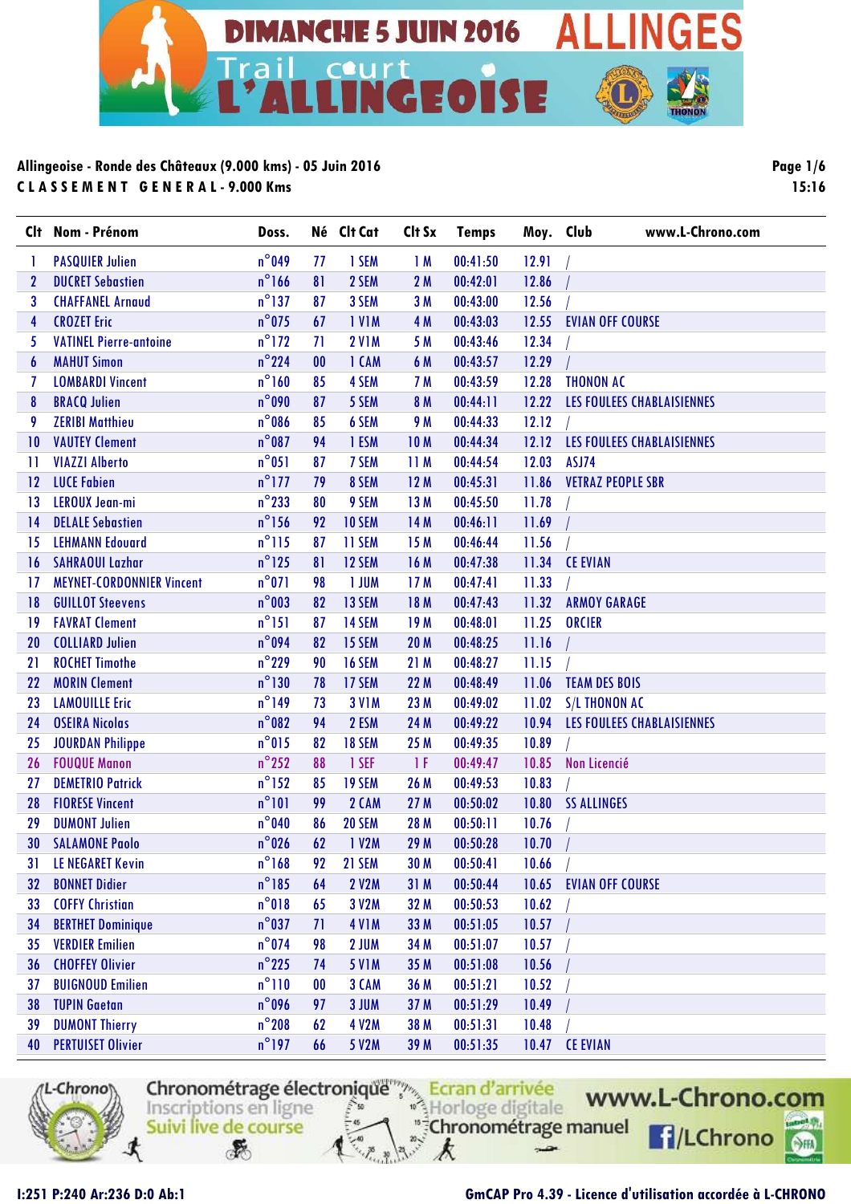**DIMANCHE 5 JUIN 2016 ALLINGES**

**Trail court L'ALLINGEOISE**

**Allingeoise - Ronde des Châteaux (9.000 kms) - 05 Juin 2016**

**CLASSEMENT GENERAL - 9.000 Kms**

15:16

| Clt | Nom - Prénom | Doss. | Né | Clt Cat | Clt Sx | Temps | Moy. | Club www.L-Chrono.com |
|---|---|---|---|---|---|---|---|---|
| 1 | PASQUIER Julien | n°049 | 77 | 1 SEM | 1 M | 00:41:50 | 12.91 | / |
| 2 | DUCRET Sebastien | n°166 | 81 | 2 SEM | 2 M | 00:42:01 | 12.86 | / |
| 3 | CHAFFANEL Arnaud | n°137 | 87 | 3 SEM | 3 M | 00:43:00 | 12.56 | / |
| 4 | CROZET Eric | n°075 | 67 | 1 V1M | 4 M | 00:43:03 | 12.55 | EVIAN OFF COURSE |
| 5 | VATINEL Pierre-antoine | n°172 | 71 | 2 V1M | 5 M | 00:43:46 | 12.34 | / |
| 6 | MAHUT Simon | n°224 | 00 | 1 CAM | 6 M | 00:43:57 | 12.29 | / |
| 7 | LOMBARDI Vincent | n°160 | 85 | 4 SEM | 7 M | 00:43:59 | 12.28 | THONON AC |
| 8 | BRACQ Julien | n°090 | 87 | 5 SEM | 8 M | 00:44:11 | 12.22 | LES FOULEES CHABLAISIENNES |
| 9 | ZERIBI Matthieu | n°086 | 85 | 6 SEM | 9 M | 00:44:33 | 12.12 | / |
| 10 | VAUTEY Clement | n°087 | 94 | 1 ESM | 10 M | 00:44:34 | 12.12 | LES FOULEES CHABLAISIENNES |
| 11 | VIAZZI Alberto | n°051 | 87 | 7 SEM | 11 M | 00:44:54 | 12.03 | ASJ74 |
| 12 | LUCE Fabien | n°177 | 79 | 8 SEM | 12 M | 00:45:31 | 11.86 | VETRAZ PEOPLE SBR |
| 13 | LEROUX Jean-mi | n°233 | 80 | 9 SEM | 13 M | 00:45:50 | 11.78 | / |
| 14 | DELALE Sebastien | n°156 | 92 | 10 SEM | 14 M | 00:46:11 | 11.69 | / |
| 15 | LEHMANN Edouard | n°115 | 87 | 11 SEM | 15 M | 00:46:44 | 11.56 | / |
| 16 | SAHRAOUI Lazhar | n°125 | 81 | 12 SEM | 16 M | 00:47:38 | 11.34 | CE EVIAN |
| 17 | MEYNET-CORDONNIER Vincent | n°071 | 98 | 1 JUM | 17 M | 00:47:41 | 11.33 | / |
| 18 | GUILLOT Steevens | n°003 | 82 | 13 SEM | 18 M | 00:47:43 | 11.32 | ARMOY GARAGE |
| 19 | FAVRAT Clement | n°151 | 87 | 14 SEM | 19 M | 00:48:01 | 11.25 | ORCIER |
| 20 | COLLIARD Julien | n°094 | 82 | 15 SEM | 20 M | 00:48:25 | 11.16 | / |
| 21 | ROCHET Timothe | n°229 | 90 | 16 SEM | 21 M | 00:48:27 | 11.15 | / |
| 22 | MORIN Clement | n°130 | 78 | 17 SEM | 22 M | 00:48:49 | 11.06 | TEAM DES BOIS |
| 23 | LAMOUILLE Eric | n°149 | 73 | 3 V1M | 23 M | 00:49:02 | 11.02 | S/L THONON AC |
| 24 | OSEIRA Nicolas | n°082 | 94 | 2 ESM | 24 M | 00:49:22 | 10.94 | LES FOULEES CHABLAISIENNES |
| 25 | JOURDAN Philippe | n°015 | 82 | 18 SEM | 25 M | 00:49:35 | 10.89 | / |
| 26 | FOUQUE Manon | n°252 | 88 | 1 SEF | 1 F | 00:49:47 | 10.85 | Non Licencié |
| 27 | DEMETRIO Patrick | n°152 | 85 | 19 SEM | 26 M | 00:49:53 | 10.83 | / |
| 28 | FIORESE Vincent | n°101 | 99 | 2 CAM | 27 M | 00:50:02 | 10.80 | SS ALLINGES |
| 29 | DUMONT Julien | n°040 | 86 | 20 SEM | 28 M | 00:50:11 | 10.76 | / |
| 30 | SALAMONE Paolo | n°026 | 62 | 1 V2M | 29 M | 00:50:28 | 10.70 | / |
| 31 | LE NEGARET Kevin | n°168 | 92 | 21 SEM | 30 M | 00:50:41 | 10.66 | / |
| 32 | BONNET Didier | n°185 | 64 | 2 V2M | 31 M | 00:50:44 | 10.65 | EVIAN OFF COURSE |
| 33 | COFFY Christian | n°018 | 65 | 3 V2M | 32 M | 00:50:53 | 10.62 | / |
| 34 | BERTHET Dominique | n°037 | 71 | 4 V1M | 33 M | 00:51:05 | 10.57 | / |
| 35 | VERDIER Emilien | n°074 | 98 | 2 JUM | 34 M | 00:51:07 | 10.57 | / |
| 36 | CHOFFEY Olivier | n°225 | 74 | 5 V1M | 35 M | 00:51:08 | 10.56 | / |
| 37 | BUIGNOUD Emilien | n°110 | 00 | 3 CAM | 36 M | 00:51:21 | 10.52 | / |
| 38 | TUPIN Gaetan | n°096 | 97 | 3 JUM | 37 M | 00:51:29 | 10.49 | / |
| 39 | DUMONT Thierry | n°208 | 62 | 4 V2M | 38 M | 00:51:31 | 10.48 | / |
| 40 | PERTUISET Olivier | n°197 | 66 | 5 V2M | 39 M | 00:51:35 | 10.47 | CE EVIAN |

Chronométrage électronique · Inscriptions en ligne · Suivi live de course · Ecran d'arrivée · Horloge digitale · Chronométrage manuel · www.L-Chrono.com · /LChrono

I:251 P:240 Ar:236 D:0 Ab:1

GmCAP Pro 4.39 - Licence d'utilisation accordée à L-CHRONO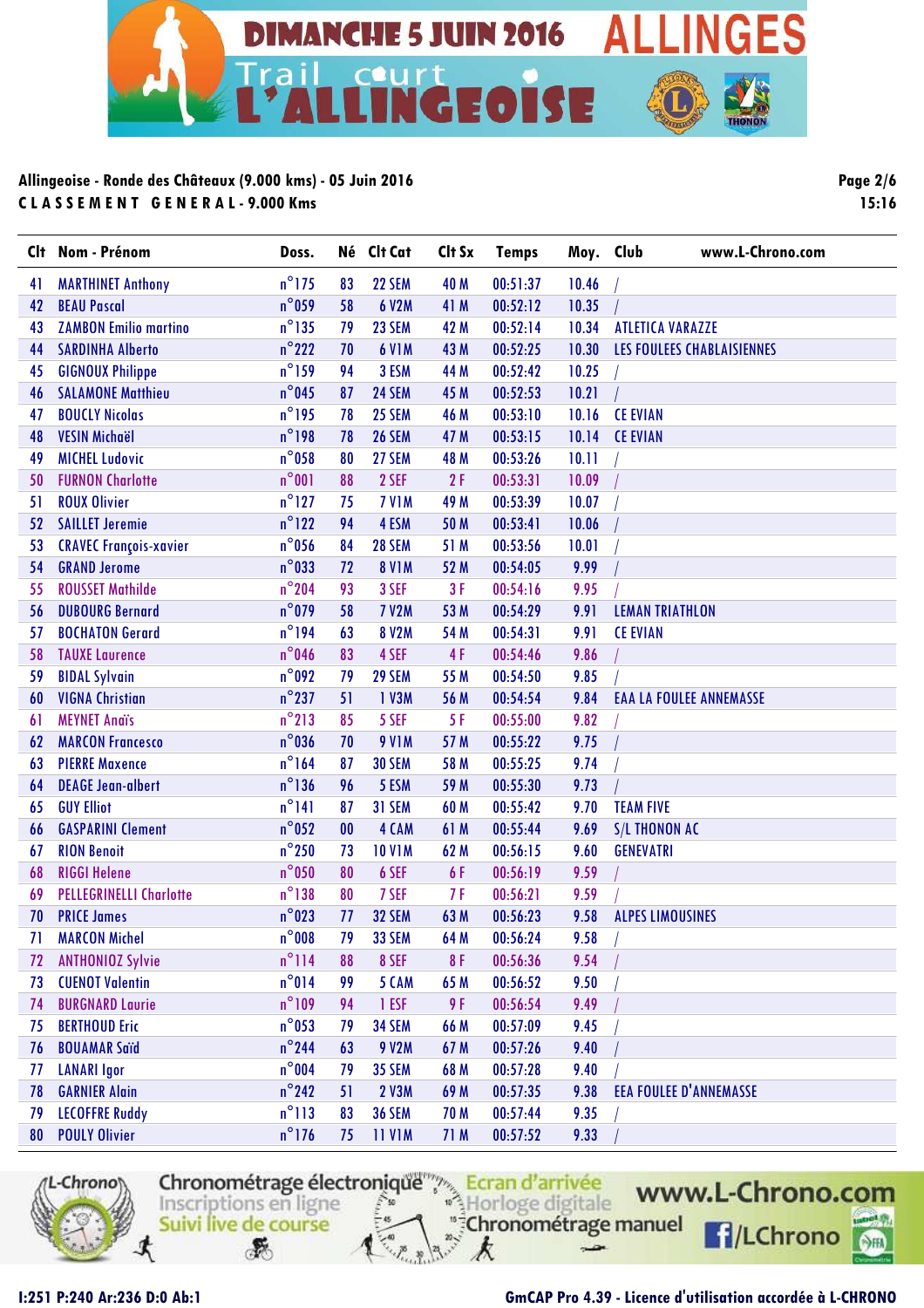**Allingeoise - Ronde des Châteaux (9.000 kms) - 05 Juin 2016**

**C L A S S E M E N T   G E N E R A L - 9.000 Kms**

| Clt | Nom - Prénom | Doss. | Né | Clt Cat | Clt Sx | Temps | Moy. | Club |
|---|---|---|---|---|---|---|---|---|
| 41 | MARTHINET Anthony | n°175 | 83 | 22 SEM | 40 M | 00:51:37 | 10.46 | / |
| 42 | BEAU Pascal | n°059 | 58 | 6 V2M | 41 M | 00:52:12 | 10.35 | / |
| 43 | ZAMBON Emilio martino | n°135 | 79 | 23 SEM | 42 M | 00:52:14 | 10.34 | ATLETICA VARAZZE |
| 44 | SARDINHA Alberto | n°222 | 70 | 6 V1M | 43 M | 00:52:25 | 10.30 | LES FOULEES CHABLAISIENNES |
| 45 | GIGNOUX Philippe | n°159 | 94 | 3 ESM | 44 M | 00:52:42 | 10.25 | / |
| 46 | SALAMONE Matthieu | n°045 | 87 | 24 SEM | 45 M | 00:52:53 | 10.21 | / |
| 47 | BOUCLY Nicolas | n°195 | 78 | 25 SEM | 46 M | 00:53:10 | 10.16 | CE EVIAN |
| 48 | VESIN Michaël | n°198 | 78 | 26 SEM | 47 M | 00:53:15 | 10.14 | CE EVIAN |
| 49 | MICHEL Ludovic | n°058 | 80 | 27 SEM | 48 M | 00:53:26 | 10.11 | / |
| 50 | FURNON Charlotte | n°001 | 88 | 2 SEF | 2 F | 00:53:31 | 10.09 | / |
| 51 | ROUX Olivier | n°127 | 75 | 7 V1M | 49 M | 00:53:39 | 10.07 | / |
| 52 | SAILLET Jeremie | n°122 | 94 | 4 ESM | 50 M | 00:53:41 | 10.06 | / |
| 53 | CRAVEC François-xavier | n°056 | 84 | 28 SEM | 51 M | 00:53:56 | 10.01 | / |
| 54 | GRAND Jerome | n°033 | 72 | 8 V1M | 52 M | 00:54:05 | 9.99 | / |
| 55 | ROUSSET Mathilde | n°204 | 93 | 3 SEF | 3 F | 00:54:16 | 9.95 | / |
| 56 | DUBOURG Bernard | n°079 | 58 | 7 V2M | 53 M | 00:54:29 | 9.91 | LEMAN TRIATHLON |
| 57 | BOCHATON Gerard | n°194 | 63 | 8 V2M | 54 M | 00:54:31 | 9.91 | CE EVIAN |
| 58 | TAUXE Laurence | n°046 | 83 | 4 SEF | 4 F | 00:54:46 | 9.86 | / |
| 59 | BIDAL Sylvain | n°092 | 79 | 29 SEM | 55 M | 00:54:50 | 9.85 | / |
| 60 | VIGNA Christian | n°237 | 51 | 1 V3M | 56 M | 00:54:54 | 9.84 | EAA LA FOULEE ANNEMASSE |
| 61 | MEYNET Anaïs | n°213 | 85 | 5 SEF | 5 F | 00:55:00 | 9.82 | / |
| 62 | MARCON Francesco | n°036 | 70 | 9 V1M | 57 M | 00:55:22 | 9.75 | / |
| 63 | PIERRE Maxence | n°164 | 87 | 30 SEM | 58 M | 00:55:25 | 9.74 | / |
| 64 | DEAGE Jean-albert | n°136 | 96 | 5 ESM | 59 M | 00:55:30 | 9.73 | / |
| 65 | GUY Elliot | n°141 | 87 | 31 SEM | 60 M | 00:55:42 | 9.70 | TEAM FIVE |
| 66 | GASPARINI Clement | n°052 | 00 | 4 CAM | 61 M | 00:55:44 | 9.69 | S/L THONON AC |
| 67 | RION Benoit | n°250 | 73 | 10 V1M | 62 M | 00:56:15 | 9.60 | GENEVATRI |
| 68 | RIGGI Helene | n°050 | 80 | 6 SEF | 6 F | 00:56:19 | 9.59 | / |
| 69 | PELLEGRINELLI Charlotte | n°138 | 80 | 7 SEF | 7 F | 00:56:21 | 9.59 | / |
| 70 | PRICE James | n°023 | 77 | 32 SEM | 63 M | 00:56:23 | 9.58 | ALPES LIMOUSINES |
| 71 | MARCON Michel | n°008 | 79 | 33 SEM | 64 M | 00:56:24 | 9.58 | / |
| 72 | ANTHONIOZ Sylvie | n°114 | 88 | 8 SEF | 8 F | 00:56:36 | 9.54 | / |
| 73 | CUENOT Valentin | n°014 | 99 | 5 CAM | 65 M | 00:56:52 | 9.50 | / |
| 74 | BURGNARD Laurie | n°109 | 94 | 1 ESF | 9 F | 00:56:54 | 9.49 | / |
| 75 | BERTHOUD Eric | n°053 | 79 | 34 SEM | 66 M | 00:57:09 | 9.45 | / |
| 76 | BOUAMAR Saïd | n°244 | 63 | 9 V2M | 67 M | 00:57:26 | 9.40 | / |
| 77 | LANARI Igor | n°004 | 79 | 35 SEM | 68 M | 00:57:28 | 9.40 | / |
| 78 | GARNIER Alain | n°242 | 51 | 2 V3M | 69 M | 00:57:35 | 9.38 | EEA FOULEE D'ANNEMASSE |
| 79 | LECOFFRE Ruddy | n°113 | 83 | 36 SEM | 70 M | 00:57:44 | 9.35 | / |
| 80 | POULY Olivier | n°176 | 75 | 11 V1M | 71 M | 00:57:52 | 9.33 | / |

I:251 P:240 Ar:236 D:0 Ab:1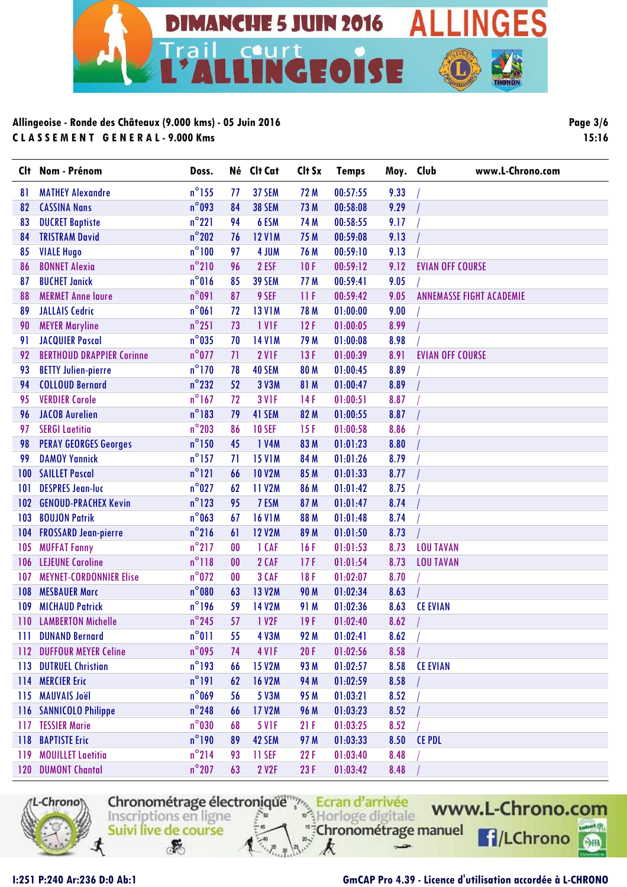DIMANCHE 5 JUIN 2016 ALLINGES

Trail court L'ALLINGEOISE

**Allingeoise - Ronde des Châteaux (9.000 kms) - 05 Juin 2016**

**CLASSEMENT GENERAL - 9.000 Kms**

| Clt | Nom - Prénom | Doss. | Né | Clt Cat | Clt Sx | Temps | Moy. | Club |
|---|---|---|---|---|---|---|---|---|
| 81 | MATHEY Alexandre | n°155 | 77 | 37 SEM | 72 M | 00:57:55 | 9.33 | / |
| 82 | CASSINA Nans | n°093 | 84 | 38 SEM | 73 M | 00:58:08 | 9.29 | / |
| 83 | DUCRET Baptiste | n°221 | 94 | 6 ESM | 74 M | 00:58:55 | 9.17 | / |
| 84 | TRISTRAM David | n°202 | 76 | 12 V1M | 75 M | 00:59:08 | 9.13 | / |
| 85 | VIALE Hugo | n°100 | 97 | 4 JUM | 76 M | 00:59:10 | 9.13 | / |
| 86 | BONNET Alexia | n°210 | 96 | 2 ESF | 10 F | 00:59:12 | 9.12 | EVIAN OFF COURSE |
| 87 | BUCHET Janick | n°016 | 85 | 39 SEM | 77 M | 00:59:41 | 9.05 | / |
| 88 | MERMET Anne laure | n°091 | 87 | 9 SEF | 11 F | 00:59:42 | 9.05 | ANNEMASSE FIGHT ACADEMIE |
| 89 | JALLAIS Cedric | n°061 | 72 | 13 V1M | 78 M | 01:00:00 | 9.00 | / |
| 90 | MEYER Maryline | n°251 | 73 | 1 V1F | 12 F | 01:00:05 | 8.99 | / |
| 91 | JACQUIER Pascal | n°035 | 70 | 14 V1M | 79 M | 01:00:08 | 8.98 | / |
| 92 | BERTHOUD DRAPPIER Corinne | n°077 | 71 | 2 V1F | 13 F | 01:00:39 | 8.91 | EVIAN OFF COURSE |
| 93 | BETTY Julien-pierre | n°170 | 78 | 40 SEM | 80 M | 01:00:45 | 8.89 | / |
| 94 | COLLOUD Bernard | n°232 | 52 | 3 V3M | 81 M | 01:00:47 | 8.89 | / |
| 95 | VERDIER Carole | n°167 | 72 | 3 V1F | 14 F | 01:00:51 | 8.87 | / |
| 96 | JACOB Aurelien | n°183 | 79 | 41 SEM | 82 M | 01:00:55 | 8.87 | / |
| 97 | SERGI Laetitia | n°203 | 86 | 10 SEF | 15 F | 01:00:58 | 8.86 | / |
| 98 | PERAY GEORGES Georges | n°150 | 45 | 1 V4M | 83 M | 01:01:23 | 8.80 | / |
| 99 | DAMOY Yannick | n°157 | 71 | 15 V1M | 84 M | 01:01:26 | 8.79 | / |
| 100 | SAILLET Pascal | n°121 | 66 | 10 V2M | 85 M | 01:01:33 | 8.77 | / |
| 101 | DESPRES Jean-luc | n°027 | 62 | 11 V2M | 86 M | 01:01:42 | 8.75 | / |
| 102 | GENOUD-PRACHEX Kevin | n°123 | 95 | 7 ESM | 87 M | 01:01:47 | 8.74 | / |
| 103 | BOUJON Patrik | n°063 | 67 | 16 V1M | 88 M | 01:01:48 | 8.74 | / |
| 104 | FROSSARD Jean-pierre | n°216 | 61 | 12 V2M | 89 M | 01:01:50 | 8.73 | / |
| 105 | MUFFAT Fanny | n°217 | 00 | 1 CAF | 16 F | 01:01:53 | 8.73 | LOU TAVAN |
| 106 | LEJEUNE Caroline | n°118 | 00 | 2 CAF | 17 F | 01:01:54 | 8.73 | LOU TAVAN |
| 107 | MEYNET-CORDONNIER Elise | n°072 | 00 | 3 CAF | 18 F | 01:02:07 | 8.70 | / |
| 108 | MESBAUER Marc | n°080 | 63 | 13 V2M | 90 M | 01:02:34 | 8.63 | / |
| 109 | MICHAUD Patrick | n°196 | 59 | 14 V2M | 91 M | 01:02:36 | 8.63 | CE EVIAN |
| 110 | LAMBERTON Michelle | n°245 | 57 | 1 V2F | 19 F | 01:02:40 | 8.62 | / |
| 111 | DUNAND Bernard | n°011 | 55 | 4 V3M | 92 M | 01:02:41 | 8.62 | / |
| 112 | DUFFOUR MEYER Celine | n°095 | 74 | 4 V1F | 20 F | 01:02:56 | 8.58 | / |
| 113 | DUTRUEL Christian | n°193 | 66 | 15 V2M | 93 M | 01:02:57 | 8.58 | CE EVIAN |
| 114 | MERCIER Eric | n°191 | 62 | 16 V2M | 94 M | 01:02:59 | 8.58 | / |
| 115 | MAUVAIS Joël | n°069 | 56 | 5 V3M | 95 M | 01:03:21 | 8.52 | / |
| 116 | SANNICOLO Philippe | n°248 | 66 | 17 V2M | 96 M | 01:03:23 | 8.52 | / |
| 117 | TESSIER Marie | n°030 | 68 | 5 V1F | 21 F | 01:03:25 | 8.52 | / |
| 118 | BAPTISTE Eric | n°190 | 89 | 42 SEM | 97 M | 01:03:33 | 8.50 | CE PDL |
| 119 | MOUILLET Laetitia | n°214 | 93 | 11 SEF | 22 F | 01:03:40 | 8.48 | / |
| 120 | DUMONT Chantal | n°207 | 63 | 2 V2F | 23 F | 01:03:42 | 8.48 | / |

I:251 P:240 Ar:236 D:0 Ab:1

GmCAP Pro 4.39 - Licence d'utilisation accordée à L-CHRONO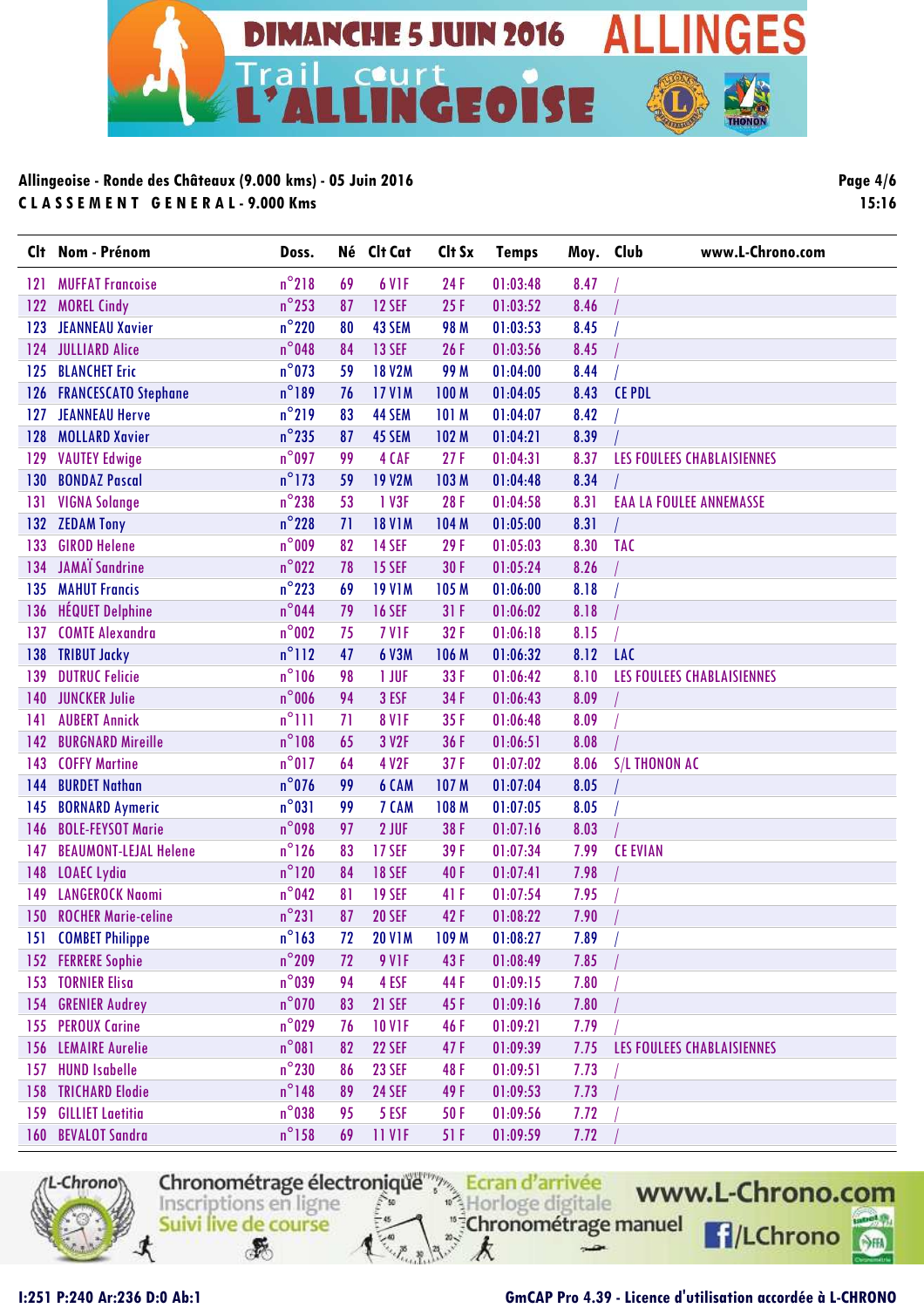**Allingeoise - Ronde des Châteaux (9.000 kms) - 05 Juin 2016**

**C L A S S E M E N T   G E N E R A L - 9.000 Kms**

15:16

| Clt | Nom - Prénom | Doss. | Né | Clt Cat | Clt Sx | Temps | Moy. | Club | www.L-Chrono.com |
|---|---|---|---|---|---|---|---|---|---|
| 121 | MUFFAT Francoise | n°218 | 69 | 6 V1F | 24 F | 01:03:48 | 8.47 | / | |
| 122 | MOREL Cindy | n°253 | 87 | 12 SEF | 25 F | 01:03:52 | 8.46 | / | |
| 123 | JEANNEAU Xavier | n°220 | 80 | 43 SEM | 98 M | 01:03:53 | 8.45 | / | |
| 124 | JULLIARD Alice | n°048 | 84 | 13 SEF | 26 F | 01:03:56 | 8.45 | / | |
| 125 | BLANCHET Eric | n°073 | 59 | 18 V2M | 99 M | 01:04:00 | 8.44 | / | |
| 126 | FRANCESCATO Stephane | n°189 | 76 | 17 V1M | 100 M | 01:04:05 | 8.43 | CE PDL | |
| 127 | JEANNEAU Herve | n°219 | 83 | 44 SEM | 101 M | 01:04:07 | 8.42 | / | |
| 128 | MOLLARD Xavier | n°235 | 87 | 45 SEM | 102 M | 01:04:21 | 8.39 | / | |
| 129 | VAUTEY Edwige | n°097 | 99 | 4 CAF | 27 F | 01:04:31 | 8.37 | LES FOULEES CHABLAISIENNES | |
| 130 | BONDAZ Pascal | n°173 | 59 | 19 V2M | 103 M | 01:04:48 | 8.34 | / | |
| 131 | VIGNA Solange | n°238 | 53 | 1 V3F | 28 F | 01:04:58 | 8.31 | EAA LA FOULEE ANNEMASSE | |
| 132 | ZEDAM Tony | n°228 | 71 | 18 V1M | 104 M | 01:05:00 | 8.31 | / | |
| 133 | GIROD Helene | n°009 | 82 | 14 SEF | 29 F | 01:05:03 | 8.30 | TAC | |
| 134 | JAMAÏ Sandrine | n°022 | 78 | 15 SEF | 30 F | 01:05:24 | 8.26 | / | |
| 135 | MAHUT Francis | n°223 | 69 | 19 V1M | 105 M | 01:06:00 | 8.18 | / | |
| 136 | HÉQUET Delphine | n°044 | 79 | 16 SEF | 31 F | 01:06:02 | 8.18 | / | |
| 137 | COMTE Alexandra | n°002 | 75 | 7 V1F | 32 F | 01:06:18 | 8.15 | / | |
| 138 | TRIBUT Jacky | n°112 | 47 | 6 V3M | 106 M | 01:06:32 | 8.12 | LAC | |
| 139 | DUTRUC Felicie | n°106 | 98 | 1 JUF | 33 F | 01:06:42 | 8.10 | LES FOULEES CHABLAISIENNES | |
| 140 | JUNCKER Julie | n°006 | 94 | 3 ESF | 34 F | 01:06:43 | 8.09 | / | |
| 141 | AUBERT Annick | n°111 | 71 | 8 V1F | 35 F | 01:06:48 | 8.09 | / | |
| 142 | BURGNARD Mireille | n°108 | 65 | 3 V2F | 36 F | 01:06:51 | 8.08 | / | |
| 143 | COFFY Martine | n°017 | 64 | 4 V2F | 37 F | 01:07:02 | 8.06 | S/L THONON AC | |
| 144 | BURDET Nathan | n°076 | 99 | 6 CAM | 107 M | 01:07:04 | 8.05 | / | |
| 145 | BORNARD Aymeric | n°031 | 99 | 7 CAM | 108 M | 01:07:05 | 8.05 | / | |
| 146 | BOLE-FEYSOT Marie | n°098 | 97 | 2 JUF | 38 F | 01:07:16 | 8.03 | / | |
| 147 | BEAUMONT-LEJAL Helene | n°126 | 83 | 17 SEF | 39 F | 01:07:34 | 7.99 | CE EVIAN | |
| 148 | LOAEC Lydia | n°120 | 84 | 18 SEF | 40 F | 01:07:41 | 7.98 | / | |
| 149 | LANGEROCK Naomi | n°042 | 81 | 19 SEF | 41 F | 01:07:54 | 7.95 | / | |
| 150 | ROCHER Marie-celine | n°231 | 87 | 20 SEF | 42 F | 01:08:22 | 7.90 | / | |
| 151 | COMBET Philippe | n°163 | 72 | 20 V1M | 109 M | 01:08:27 | 7.89 | / | |
| 152 | FERRERE Sophie | n°209 | 72 | 9 V1F | 43 F | 01:08:49 | 7.85 | / | |
| 153 | TORNIER Elisa | n°039 | 94 | 4 ESF | 44 F | 01:09:15 | 7.80 | / | |
| 154 | GRENIER Audrey | n°070 | 83 | 21 SEF | 45 F | 01:09:16 | 7.80 | / | |
| 155 | PEROUX Carine | n°029 | 76 | 10 V1F | 46 F | 01:09:21 | 7.79 | / | |
| 156 | LEMAIRE Aurelie | n°081 | 82 | 22 SEF | 47 F | 01:09:39 | 7.75 | LES FOULEES CHABLAISIENNES | |
| 157 | HUND Isabelle | n°230 | 86 | 23 SEF | 48 F | 01:09:51 | 7.73 | / | |
| 158 | TRICHARD Elodie | n°148 | 89 | 24 SEF | 49 F | 01:09:53 | 7.73 | / | |
| 159 | GILLIET Laetitia | n°038 | 95 | 5 ESF | 50 F | 01:09:56 | 7.72 | / | |
| 160 | BEVALOT Sandra | n°158 | 69 | 11 V1F | 51 F | 01:09:59 | 7.72 | / | |

I:251 P:240 Ar:236 D:0 Ab:1

GmCAP Pro 4.39 - Licence d'utilisation accordée à L-CHRONO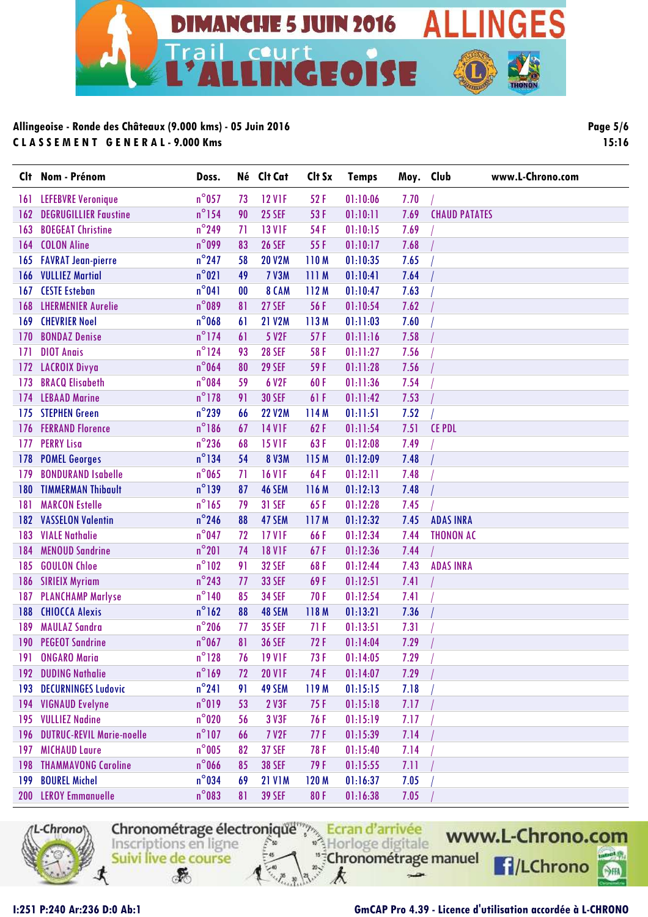Allingeoise - Ronde des Châteaux (9.000 kms) - 05 Juin 2016

**CLASSEMENT GENERAL - 9.000 Kms**

| Clt | Nom - Prénom | Doss. | Né | Clt Cat | Clt Sx | Temps | Moy. | Club |
|---|---|---|---|---|---|---|---|---|
| 161 | LEFEBVRE Veronique | n°057 | 73 | 12 V1F | 52 F | 01:10:06 | 7.70 | / |
| 162 | DEGRUGILLIER Faustine | n°154 | 90 | 25 SEF | 53 F | 01:10:11 | 7.69 | CHAUD PATATES |
| 163 | BOEGEAT Christine | n°249 | 71 | 13 V1F | 54 F | 01:10:15 | 7.69 | / |
| 164 | COLON Aline | n°099 | 83 | 26 SEF | 55 F | 01:10:17 | 7.68 | / |
| 165 | FAVRAT Jean-pierre | n°247 | 58 | 20 V2M | 110 M | 01:10:35 | 7.65 | / |
| 166 | VULLIEZ Martial | n°021 | 49 | 7 V3M | 111 M | 01:10:41 | 7.64 | / |
| 167 | CESTE Esteban | n°041 | 00 | 8 CAM | 112 M | 01:10:47 | 7.63 | / |
| 168 | LHERMENIER Aurelie | n°089 | 81 | 27 SEF | 56 F | 01:10:54 | 7.62 | / |
| 169 | CHEVRIER Noel | n°068 | 61 | 21 V2M | 113 M | 01:11:03 | 7.60 | / |
| 170 | BONDAZ Denise | n°174 | 61 | 5 V2F | 57 F | 01:11:16 | 7.58 | / |
| 171 | DIOT Anais | n°124 | 93 | 28 SEF | 58 F | 01:11:27 | 7.56 | / |
| 172 | LACROIX Divya | n°064 | 80 | 29 SEF | 59 F | 01:11:28 | 7.56 | / |
| 173 | BRACQ Elisabeth | n°084 | 59 | 6 V2F | 60 F | 01:11:36 | 7.54 | / |
| 174 | LEBAAD Marine | n°178 | 91 | 30 SEF | 61 F | 01:11:42 | 7.53 | / |
| 175 | STEPHEN Green | n°239 | 66 | 22 V2M | 114 M | 01:11:51 | 7.52 | / |
| 176 | FERRAND Florence | n°186 | 67 | 14 V1F | 62 F | 01:11:54 | 7.51 | CE PDL |
| 177 | PERRY Lisa | n°236 | 68 | 15 V1F | 63 F | 01:12:08 | 7.49 | / |
| 178 | POMEL Georges | n°134 | 54 | 8 V3M | 115 M | 01:12:09 | 7.48 | / |
| 179 | BONDURAND Isabelle | n°065 | 71 | 16 V1F | 64 F | 01:12:11 | 7.48 | / |
| 180 | TIMMERMAN Thibault | n°139 | 87 | 46 SEM | 116 M | 01:12:13 | 7.48 | / |
| 181 | MARCON Estelle | n°165 | 79 | 31 SEF | 65 F | 01:12:28 | 7.45 | / |
| 182 | VASSELON Valentin | n°246 | 88 | 47 SEM | 117 M | 01:12:32 | 7.45 | ADAS INRA |
| 183 | VIALE Nathalie | n°047 | 72 | 17 V1F | 66 F | 01:12:34 | 7.44 | THONON AC |
| 184 | MENOUD Sandrine | n°201 | 74 | 18 V1F | 67 F | 01:12:36 | 7.44 | / |
| 185 | GOULON Chloe | n°102 | 91 | 32 SEF | 68 F | 01:12:44 | 7.43 | ADAS INRA |
| 186 | SIRIEIX Myriam | n°243 | 77 | 33 SEF | 69 F | 01:12:51 | 7.41 | / |
| 187 | PLANCHAMP Marlyse | n°140 | 85 | 34 SEF | 70 F | 01:12:54 | 7.41 | / |
| 188 | CHIOCCA Alexis | n°162 | 88 | 48 SEM | 118 M | 01:13:21 | 7.36 | / |
| 189 | MAULAZ Sandra | n°206 | 77 | 35 SEF | 71 F | 01:13:51 | 7.31 | / |
| 190 | PEGEOT Sandrine | n°067 | 81 | 36 SEF | 72 F | 01:14:04 | 7.29 | / |
| 191 | ONGARO Maria | n°128 | 76 | 19 V1F | 73 F | 01:14:05 | 7.29 | / |
| 192 | DUDING Nathalie | n°169 | 72 | 20 V1F | 74 F | 01:14:07 | 7.29 | / |
| 193 | DECURNINGES Ludovic | n°241 | 91 | 49 SEM | 119 M | 01:15:15 | 7.18 | / |
| 194 | VIGNAUD Evelyne | n°019 | 53 | 2 V3F | 75 F | 01:15:18 | 7.17 | / |
| 195 | VULLIEZ Nadine | n°020 | 56 | 3 V3F | 76 F | 01:15:19 | 7.17 | / |
| 196 | DUTRUC-REVIL Marie-noelle | n°107 | 66 | 7 V2F | 77 F | 01:15:39 | 7.14 | / |
| 197 | MICHAUD Laure | n°005 | 82 | 37 SEF | 78 F | 01:15:40 | 7.14 | / |
| 198 | THAMMAVONG Caroline | n°066 | 85 | 38 SEF | 79 F | 01:15:55 | 7.11 | / |
| 199 | BOUREL Michel | n°034 | 69 | 21 V1M | 120 M | 01:16:37 | 7.05 | / |
| 200 | LEROY Emmanuelle | n°083 | 81 | 39 SEF | 80 F | 01:16:38 | 7.05 | / |

I:251 P:240 Ar:236 D:0 Ab:1

GmCAP Pro 4.39 - Licence d'utilisation accordée à L-CHRONO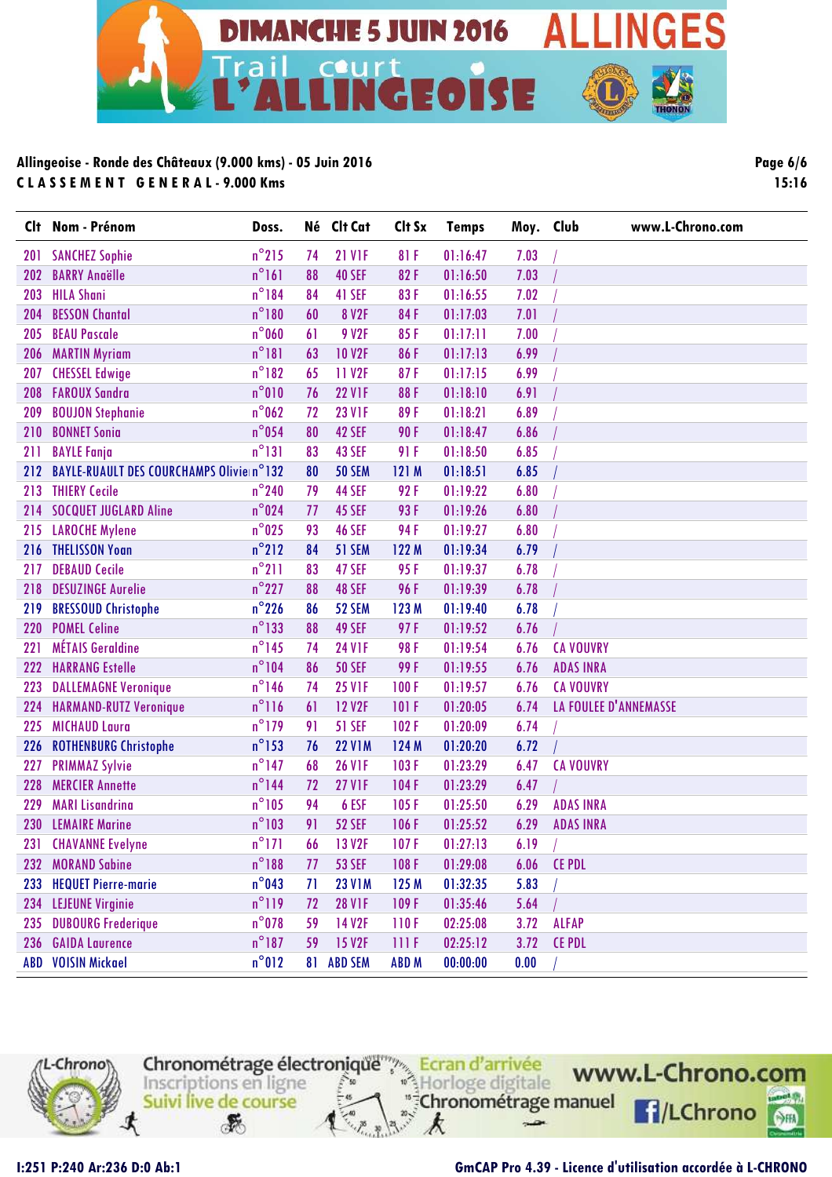DIMANCHE 5 JUIN 2016 ALLINGES

Trail court L'ALLINGEOISE

**Allingeoise - Ronde des Châteaux (9.000 kms) - 05 Juin 2016**

**CLASSEMENT GENERAL - 9.000 Kms**

15:16

| Clt | Nom - Prénom | Doss. | Né | Clt Cat | Clt Sx | Temps | Moy. | Club | www.L-Chrono.com |
|---|---|---|---|---|---|---|---|---|---|
| 201 | SANCHEZ Sophie | n°215 | 74 | 21 V1F | 81 F | 01:16:47 | 7.03 | / | |
| 202 | BARRY Anaëlle | n°161 | 88 | 40 SEF | 82 F | 01:16:50 | 7.03 | / | |
| 203 | HILA Shani | n°184 | 84 | 41 SEF | 83 F | 01:16:55 | 7.02 | / | |
| 204 | BESSON Chantal | n°180 | 60 | 8 V2F | 84 F | 01:17:03 | 7.01 | / | |
| 205 | BEAU Pascale | n°060 | 61 | 9 V2F | 85 F | 01:17:11 | 7.00 | / | |
| 206 | MARTIN Myriam | n°181 | 63 | 10 V2F | 86 F | 01:17:13 | 6.99 | / | |
| 207 | CHESSEL Edwige | n°182 | 65 | 11 V2F | 87 F | 01:17:15 | 6.99 | / | |
| 208 | FAROUX Sandra | n°010 | 76 | 22 V1F | 88 F | 01:18:10 | 6.91 | / | |
| 209 | BOUJON Stephanie | n°062 | 72 | 23 V1F | 89 F | 01:18:21 | 6.89 | / | |
| 210 | BONNET Sonia | n°054 | 80 | 42 SEF | 90 F | 01:18:47 | 6.86 | / | |
| 211 | BAYLE Fanja | n°131 | 83 | 43 SEF | 91 F | 01:18:50 | 6.85 | / | |
| 212 | BAYLE-RUAULT DES COURCHAMPS Olivie | n°132 | 80 | 50 SEM | 121 M | 01:18:51 | 6.85 | / | |
| 213 | THIERY Cecile | n°240 | 79 | 44 SEF | 92 F | 01:19:22 | 6.80 | / | |
| 214 | SOCQUET JUGLARD Aline | n°024 | 77 | 45 SEF | 93 F | 01:19:26 | 6.80 | / | |
| 215 | LAROCHE Mylene | n°025 | 93 | 46 SEF | 94 F | 01:19:27 | 6.80 | / | |
| 216 | THELISSON Yoan | n°212 | 84 | 51 SEM | 122 M | 01:19:34 | 6.79 | / | |
| 217 | DEBAUD Cecile | n°211 | 83 | 47 SEF | 95 F | 01:19:37 | 6.78 | / | |
| 218 | DESUZINGE Aurelie | n°227 | 88 | 48 SEF | 96 F | 01:19:39 | 6.78 | / | |
| 219 | BRESSOUD Christophe | n°226 | 86 | 52 SEM | 123 M | 01:19:40 | 6.78 | / | |
| 220 | POMEL Celine | n°133 | 88 | 49 SEF | 97 F | 01:19:52 | 6.76 | / | |
| 221 | MÉTAIS Geraldine | n°145 | 74 | 24 V1F | 98 F | 01:19:54 | 6.76 | CA VOUVRY | |
| 222 | HARRANG Estelle | n°104 | 86 | 50 SEF | 99 F | 01:19:55 | 6.76 | ADAS INRA | |
| 223 | DALLEMAGNE Veronique | n°146 | 74 | 25 V1F | 100 F | 01:19:57 | 6.76 | CA VOUVRY | |
| 224 | HARMAND-RUTZ Veronique | n°116 | 61 | 12 V2F | 101 F | 01:20:05 | 6.74 | LA FOULEE D'ANNEMASSE | |
| 225 | MICHAUD Laura | n°179 | 91 | 51 SEF | 102 F | 01:20:09 | 6.74 | / | |
| 226 | ROTHENBURG Christophe | n°153 | 76 | 22 V1M | 124 M | 01:20:20 | 6.72 | / | |
| 227 | PRIMMAZ Sylvie | n°147 | 68 | 26 V1F | 103 F | 01:23:29 | 6.47 | CA VOUVRY | |
| 228 | MERCIER Annette | n°144 | 72 | 27 V1F | 104 F | 01:23:29 | 6.47 | / | |
| 229 | MARI Lisandrina | n°105 | 94 | 6 ESF | 105 F | 01:25:50 | 6.29 | ADAS INRA | |
| 230 | LEMAIRE Marine | n°103 | 91 | 52 SEF | 106 F | 01:25:52 | 6.29 | ADAS INRA | |
| 231 | CHAVANNE Evelyne | n°171 | 66 | 13 V2F | 107 F | 01:27:13 | 6.19 | / | |
| 232 | MORAND Sabine | n°188 | 77 | 53 SEF | 108 F | 01:29:08 | 6.06 | CE PDL | |
| 233 | HEQUET Pierre-marie | n°043 | 71 | 23 V1M | 125 M | 01:32:35 | 5.83 | / | |
| 234 | LEJEUNE Virginie | n°119 | 72 | 28 V1F | 109 F | 01:35:46 | 5.64 | / | |
| 235 | DUBOURG Frederique | n°078 | 59 | 14 V2F | 110 F | 02:25:08 | 3.72 | ALFAP | |
| 236 | GAIDA Laurence | n°187 | 59 | 15 V2F | 111 F | 02:25:12 | 3.72 | CE PDL | |
| ABD | VOISIN Mickael | n°012 | 81 | ABD SEM | ABD M | 00:00:00 | 0.00 | / | |

Chronométrage électronique · Inscriptions en ligne · Suivi live de course · Ecran d'arrivée · Horloge digitale · Chronométrage manuel · www.L-Chrono.com · /LChrono

I:251 P:240 Ar:236 D:0 Ab:1

GmCAP Pro 4.39 - Licence d'utilisation accordée à L-CHRONO